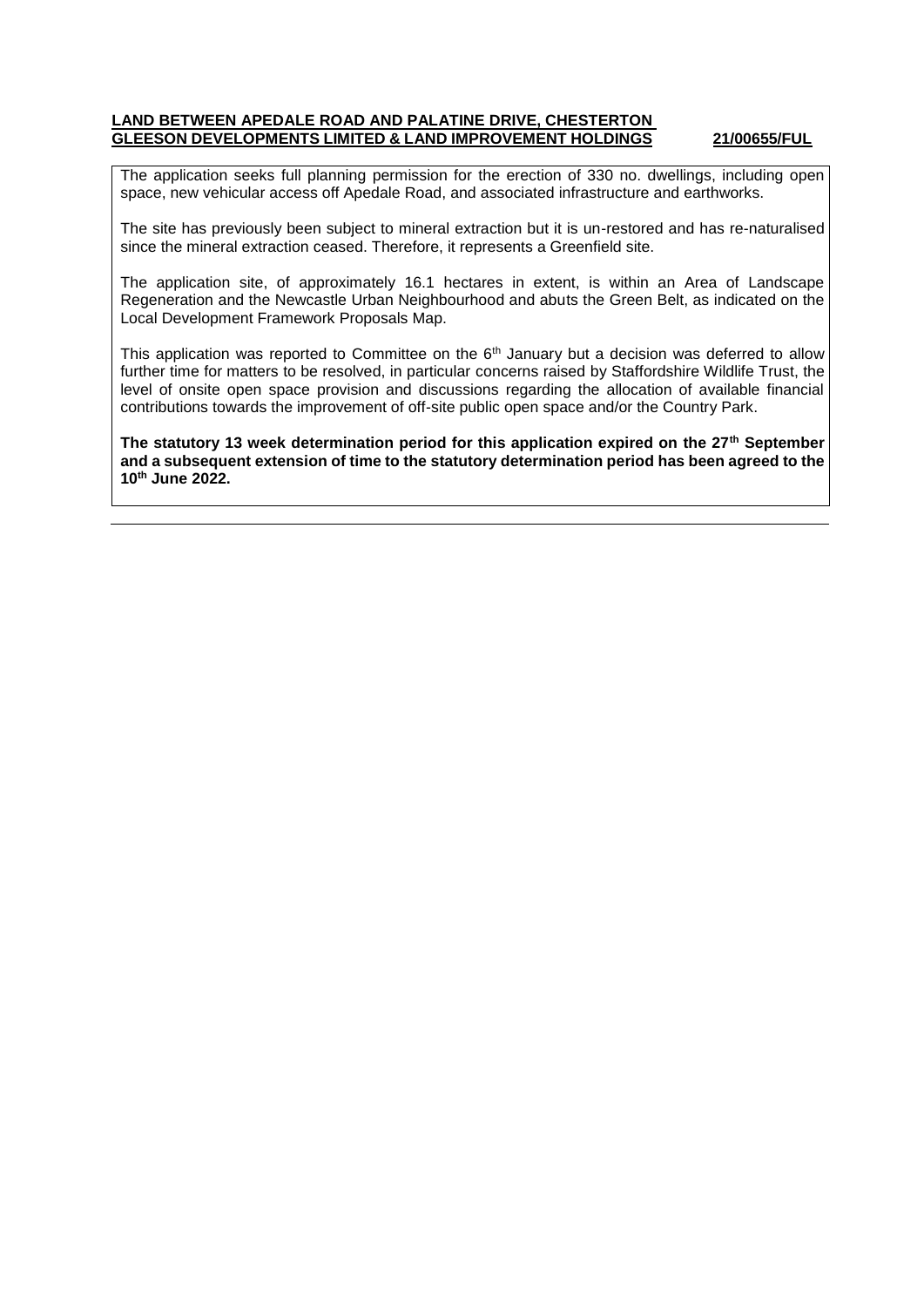**LAND BETWEEN APEDALE ROAD AND PALATINE DRIVE, CHESTERTON**
**GLEESON DEVELOPMENTS LIMITED & LAND IMPROVEMENT HOLDINGS** **21/00655/FUL**

The application seeks full planning permission for the erection of 330 no. dwellings, including open space, new vehicular access off Apedale Road, and associated infrastructure and earthworks.

The site has previously been subject to mineral extraction but it is un-restored and has re-naturalised since the mineral extraction ceased. Therefore, it represents a Greenfield site.

The application site, of approximately 16.1 hectares in extent, is within an Area of Landscape Regeneration and the Newcastle Urban Neighbourhood and abuts the Green Belt, as indicated on the Local Development Framework Proposals Map.

This application was reported to Committee on the 6th January but a decision was deferred to allow further time for matters to be resolved, in particular concerns raised by Staffordshire Wildlife Trust, the level of onsite open space provision and discussions regarding the allocation of available financial contributions towards the improvement of off-site public open space and/or the Country Park.

**The statutory 13 week determination period for this application expired on the 27th September and a subsequent extension of time to the statutory determination period has been agreed to the 10th June 2022.**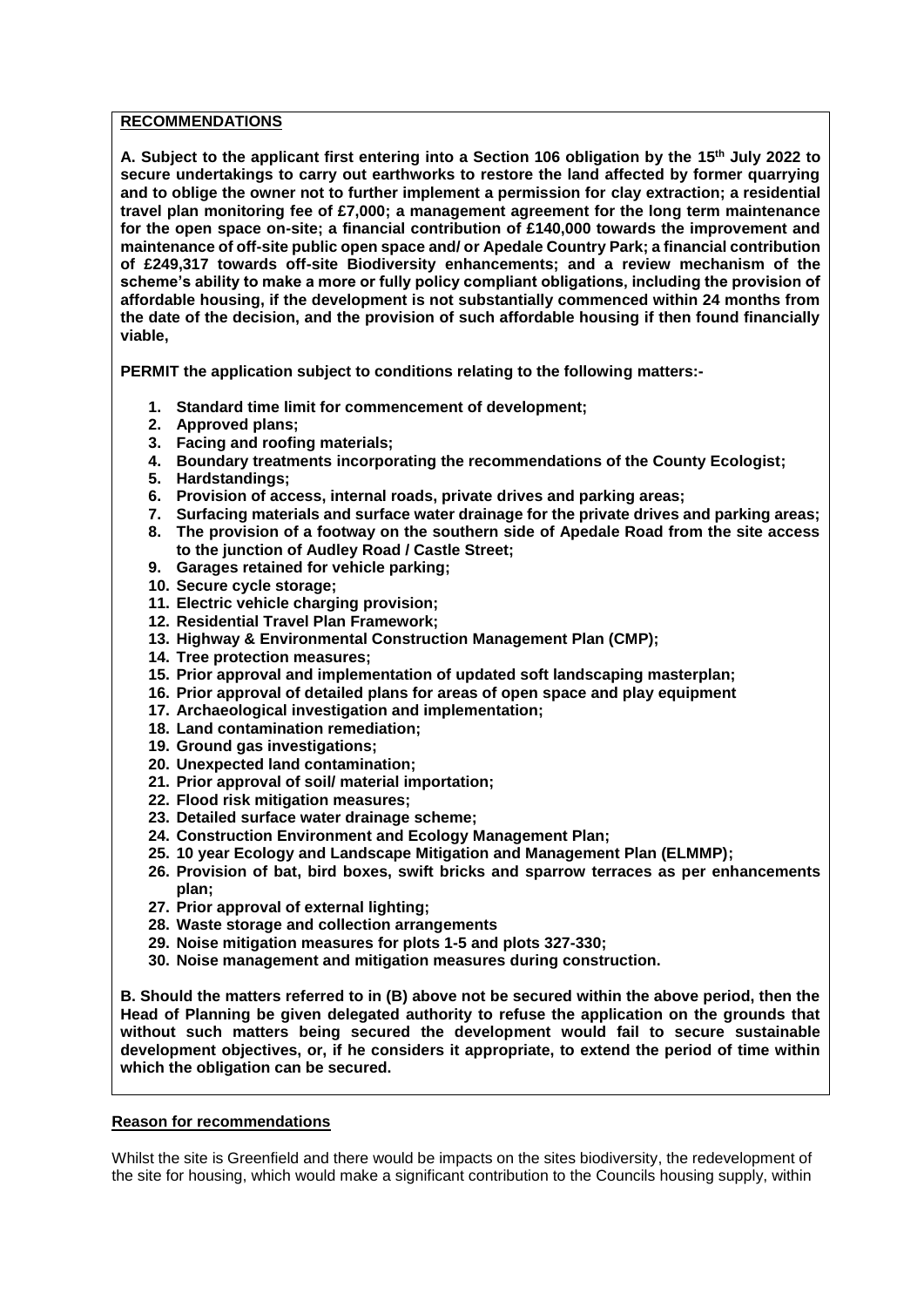**RECOMMENDATIONS**

**A. Subject to the applicant first entering into a Section 106 obligation by the 15th July 2022 to secure undertakings to carry out earthworks to restore the land affected by former quarrying and to oblige the owner not to further implement a permission for clay extraction; a residential travel plan monitoring fee of £7,000; a management agreement for the long term maintenance for the open space on-site; a financial contribution of £140,000 towards the improvement and maintenance of off-site public open space and/ or Apedale Country Park; a financial contribution of £249,317 towards off-site Biodiversity enhancements; and a review mechanism of the scheme's ability to make a more or fully policy compliant obligations, including the provision of affordable housing, if the development is not substantially commenced within 24 months from the date of the decision, and the provision of such affordable housing if then found financially viable,**

**PERMIT the application subject to conditions relating to the following matters:-**

1. **Standard time limit for commencement of development;**
2. **Approved plans;**
3. **Facing and roofing materials;**
4. **Boundary treatments incorporating the recommendations of the County Ecologist;**
5. **Hardstandings;**
6. **Provision of access, internal roads, private drives and parking areas;**
7. **Surfacing materials and surface water drainage for the private drives and parking areas;**
8. **The provision of a footway on the southern side of Apedale Road from the site access to the junction of Audley Road / Castle Street;**
9. **Garages retained for vehicle parking;**
10. **Secure cycle storage;**
11. **Electric vehicle charging provision;**
12. **Residential Travel Plan Framework;**
13. **Highway & Environmental Construction Management Plan (CMP);**
14. **Tree protection measures;**
15. **Prior approval and implementation of updated soft landscaping masterplan;**
16. **Prior approval of detailed plans for areas of open space and play equipment**
17. **Archaeological investigation and implementation;**
18. **Land contamination remediation;**
19. **Ground gas investigations;**
20. **Unexpected land contamination;**
21. **Prior approval of soil/ material importation;**
22. **Flood risk mitigation measures;**
23. **Detailed surface water drainage scheme;**
24. **Construction Environment and Ecology Management Plan;**
25. **10 year Ecology and Landscape Mitigation and Management Plan (ELMMP);**
26. **Provision of bat, bird boxes, swift bricks and sparrow terraces as per enhancements plan;**
27. **Prior approval of external lighting;**
28. **Waste storage and collection arrangements**
29. **Noise mitigation measures for plots 1-5 and plots 327-330;**
30. **Noise management and mitigation measures during construction.**

**B. Should the matters referred to in (B) above not be secured within the above period, then the Head of Planning be given delegated authority to refuse the application on the grounds that without such matters being secured the development would fail to secure sustainable development objectives, or, if he considers it appropriate, to extend the period of time within which the obligation can be secured.**

**Reason for recommendations**

Whilst the site is Greenfield and there would be impacts on the sites biodiversity, the redevelopment of the site for housing, which would make a significant contribution to the Councils housing supply, within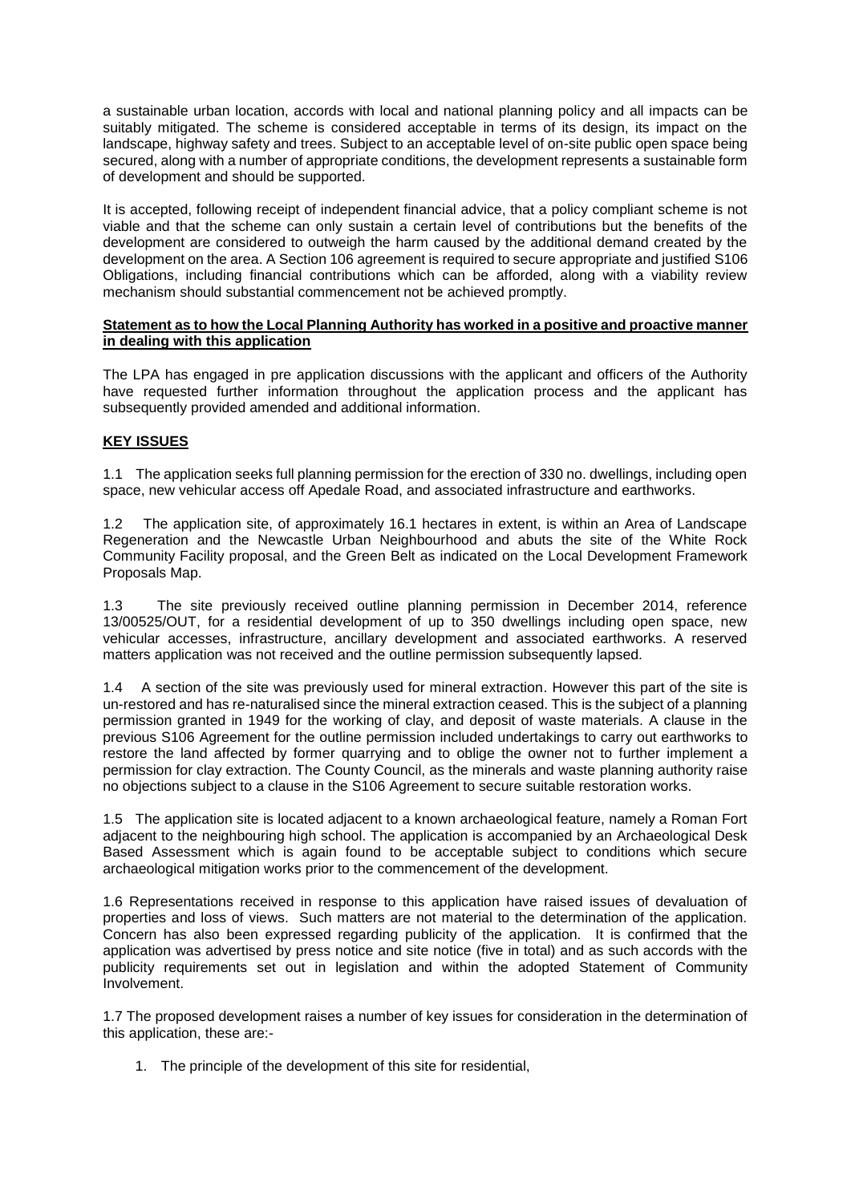a sustainable urban location, accords with local and national planning policy and all impacts can be suitably mitigated. The scheme is considered acceptable in terms of its design, its impact on the landscape, highway safety and trees. Subject to an acceptable level of on-site public open space being secured, along with a number of appropriate conditions, the development represents a sustainable form of development and should be supported.

It is accepted, following receipt of independent financial advice, that a policy compliant scheme is not viable and that the scheme can only sustain a certain level of contributions but the benefits of the development are considered to outweigh the harm caused by the additional demand created by the development on the area. A Section 106 agreement is required to secure appropriate and justified S106 Obligations, including financial contributions which can be afforded, along with a viability review mechanism should substantial commencement not be achieved promptly.

**Statement as to how the Local Planning Authority has worked in a positive and proactive manner in dealing with this application**

The LPA has engaged in pre application discussions with the applicant and officers of the Authority have requested further information throughout the application process and the applicant has subsequently provided amended and additional information.

## KEY ISSUES

1.1 The application seeks full planning permission for the erection of 330 no. dwellings, including open space, new vehicular access off Apedale Road, and associated infrastructure and earthworks.

1.2 The application site, of approximately 16.1 hectares in extent, is within an Area of Landscape Regeneration and the Newcastle Urban Neighbourhood and abuts the site of the White Rock Community Facility proposal, and the Green Belt as indicated on the Local Development Framework Proposals Map.

1.3 The site previously received outline planning permission in December 2014, reference 13/00525/OUT, for a residential development of up to 350 dwellings including open space, new vehicular accesses, infrastructure, ancillary development and associated earthworks. A reserved matters application was not received and the outline permission subsequently lapsed.

1.4 A section of the site was previously used for mineral extraction. However this part of the site is un-restored and has re-naturalised since the mineral extraction ceased. This is the subject of a planning permission granted in 1949 for the working of clay, and deposit of waste materials. A clause in the previous S106 Agreement for the outline permission included undertakings to carry out earthworks to restore the land affected by former quarrying and to oblige the owner not to further implement a permission for clay extraction. The County Council, as the minerals and waste planning authority raise no objections subject to a clause in the S106 Agreement to secure suitable restoration works.

1.5 The application site is located adjacent to a known archaeological feature, namely a Roman Fort adjacent to the neighbouring high school. The application is accompanied by an Archaeological Desk Based Assessment which is again found to be acceptable subject to conditions which secure archaeological mitigation works prior to the commencement of the development.

1.6 Representations received in response to this application have raised issues of devaluation of properties and loss of views. Such matters are not material to the determination of the application. Concern has also been expressed regarding publicity of the application. It is confirmed that the application was advertised by press notice and site notice (five in total) and as such accords with the publicity requirements set out in legislation and within the adopted Statement of Community Involvement.

1.7 The proposed development raises a number of key issues for consideration in the determination of this application, these are:-

1. The principle of the development of this site for residential,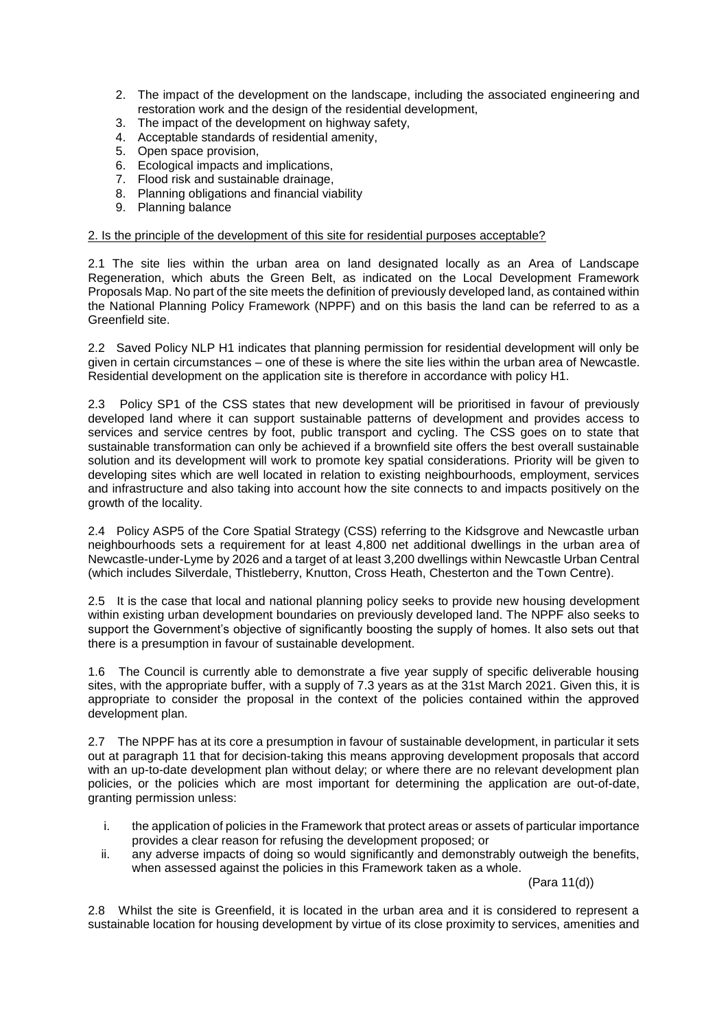2. The impact of the development on the landscape, including the associated engineering and restoration work and the design of the residential development,
3. The impact of the development on highway safety,
4. Acceptable standards of residential amenity,
5. Open space provision,
6. Ecological impacts and implications,
7. Flood risk and sustainable drainage,
8. Planning obligations and financial viability
9. Planning balance

2. Is the principle of the development of this site for residential purposes acceptable?

2.1 The site lies within the urban area on land designated locally as an Area of Landscape Regeneration, which abuts the Green Belt, as indicated on the Local Development Framework Proposals Map. No part of the site meets the definition of previously developed land, as contained within the National Planning Policy Framework (NPPF) and on this basis the land can be referred to as a Greenfield site.

2.2 Saved Policy NLP H1 indicates that planning permission for residential development will only be given in certain circumstances – one of these is where the site lies within the urban area of Newcastle. Residential development on the application site is therefore in accordance with policy H1.

2.3 Policy SP1 of the CSS states that new development will be prioritised in favour of previously developed land where it can support sustainable patterns of development and provides access to services and service centres by foot, public transport and cycling. The CSS goes on to state that sustainable transformation can only be achieved if a brownfield site offers the best overall sustainable solution and its development will work to promote key spatial considerations. Priority will be given to developing sites which are well located in relation to existing neighbourhoods, employment, services and infrastructure and also taking into account how the site connects to and impacts positively on the growth of the locality.

2.4 Policy ASP5 of the Core Spatial Strategy (CSS) referring to the Kidsgrove and Newcastle urban neighbourhoods sets a requirement for at least 4,800 net additional dwellings in the urban area of Newcastle-under-Lyme by 2026 and a target of at least 3,200 dwellings within Newcastle Urban Central (which includes Silverdale, Thistleberry, Knutton, Cross Heath, Chesterton and the Town Centre).

2.5 It is the case that local and national planning policy seeks to provide new housing development within existing urban development boundaries on previously developed land. The NPPF also seeks to support the Government's objective of significantly boosting the supply of homes. It also sets out that there is a presumption in favour of sustainable development.

1.6 The Council is currently able to demonstrate a five year supply of specific deliverable housing sites, with the appropriate buffer, with a supply of 7.3 years as at the 31st March 2021. Given this, it is appropriate to consider the proposal in the context of the policies contained within the approved development plan.

2.7 The NPPF has at its core a presumption in favour of sustainable development, in particular it sets out at paragraph 11 that for decision-taking this means approving development proposals that accord with an up-to-date development plan without delay; or where there are no relevant development plan policies, or the policies which are most important for determining the application are out-of-date, granting permission unless:

i. the application of policies in the Framework that protect areas or assets of particular importance provides a clear reason for refusing the development proposed; or
ii. any adverse impacts of doing so would significantly and demonstrably outweigh the benefits, when assessed against the policies in this Framework taken as a whole.

(Para 11(d))

2.8 Whilst the site is Greenfield, it is located in the urban area and it is considered to represent a sustainable location for housing development by virtue of its close proximity to services, amenities and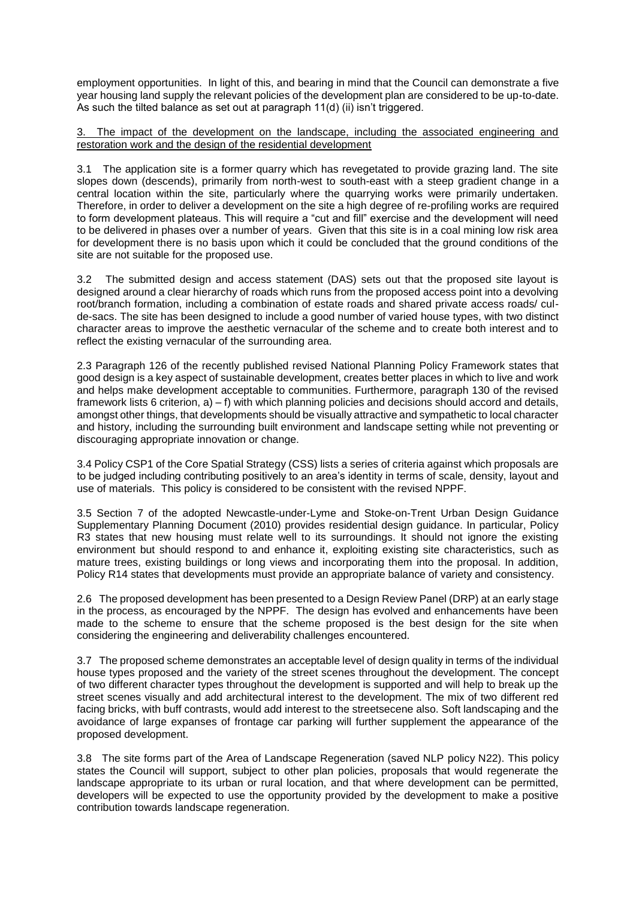employment opportunities. In light of this, and bearing in mind that the Council can demonstrate a five year housing land supply the relevant policies of the development plan are considered to be up-to-date. As such the tilted balance as set out at paragraph 11(d) (ii) isn't triggered.

<u>3. The impact of the development on the landscape, including the associated engineering and restoration work and the design of the residential development</u>

3.1 The application site is a former quarry which has revegetated to provide grazing land. The site slopes down (descends), primarily from north-west to south-east with a steep gradient change in a central location within the site, particularly where the quarrying works were primarily undertaken. Therefore, in order to deliver a development on the site a high degree of re-profiling works are required to form development plateaus. This will require a "cut and fill" exercise and the development will need to be delivered in phases over a number of years. Given that this site is in a coal mining low risk area for development there is no basis upon which it could be concluded that the ground conditions of the site are not suitable for the proposed use.

3.2 The submitted design and access statement (DAS) sets out that the proposed site layout is designed around a clear hierarchy of roads which runs from the proposed access point into a devolving root/branch formation, including a combination of estate roads and shared private access roads/ cul-de-sacs. The site has been designed to include a good number of varied house types, with two distinct character areas to improve the aesthetic vernacular of the scheme and to create both interest and to reflect the existing vernacular of the surrounding area.

2.3 Paragraph 126 of the recently published revised National Planning Policy Framework states that good design is a key aspect of sustainable development, creates better places in which to live and work and helps make development acceptable to communities. Furthermore, paragraph 130 of the revised framework lists 6 criterion, a) – f) with which planning policies and decisions should accord and details, amongst other things, that developments should be visually attractive and sympathetic to local character and history, including the surrounding built environment and landscape setting while not preventing or discouraging appropriate innovation or change.

3.4 Policy CSP1 of the Core Spatial Strategy (CSS) lists a series of criteria against which proposals are to be judged including contributing positively to an area's identity in terms of scale, density, layout and use of materials. This policy is considered to be consistent with the revised NPPF.

3.5 Section 7 of the adopted Newcastle-under-Lyme and Stoke-on-Trent Urban Design Guidance Supplementary Planning Document (2010) provides residential design guidance. In particular, Policy R3 states that new housing must relate well to its surroundings. It should not ignore the existing environment but should respond to and enhance it, exploiting existing site characteristics, such as mature trees, existing buildings or long views and incorporating them into the proposal. In addition, Policy R14 states that developments must provide an appropriate balance of variety and consistency.

2.6 The proposed development has been presented to a Design Review Panel (DRP) at an early stage in the process, as encouraged by the NPPF. The design has evolved and enhancements have been made to the scheme to ensure that the scheme proposed is the best design for the site when considering the engineering and deliverability challenges encountered.

3.7 The proposed scheme demonstrates an acceptable level of design quality in terms of the individual house types proposed and the variety of the street scenes throughout the development. The concept of two different character types throughout the development is supported and will help to break up the street scenes visually and add architectural interest to the development. The mix of two different red facing bricks, with buff contrasts, would add interest to the streetsecene also. Soft landscaping and the avoidance of large expanses of frontage car parking will further supplement the appearance of the proposed development.

3.8 The site forms part of the Area of Landscape Regeneration (saved NLP policy N22). This policy states the Council will support, subject to other plan policies, proposals that would regenerate the landscape appropriate to its urban or rural location, and that where development can be permitted, developers will be expected to use the opportunity provided by the development to make a positive contribution towards landscape regeneration.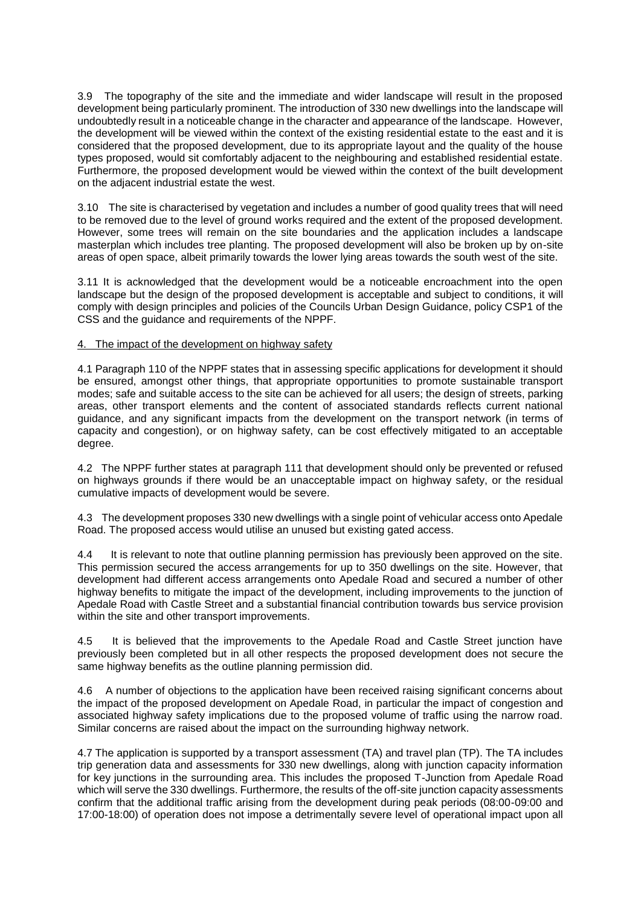3.9 The topography of the site and the immediate and wider landscape will result in the proposed development being particularly prominent. The introduction of 330 new dwellings into the landscape will undoubtedly result in a noticeable change in the character and appearance of the landscape. However, the development will be viewed within the context of the existing residential estate to the east and it is considered that the proposed development, due to its appropriate layout and the quality of the house types proposed, would sit comfortably adjacent to the neighbouring and established residential estate. Furthermore, the proposed development would be viewed within the context of the built development on the adjacent industrial estate the west.

3.10 The site is characterised by vegetation and includes a number of good quality trees that will need to be removed due to the level of ground works required and the extent of the proposed development. However, some trees will remain on the site boundaries and the application includes a landscape masterplan which includes tree planting. The proposed development will also be broken up by on-site areas of open space, albeit primarily towards the lower lying areas towards the south west of the site.

3.11 It is acknowledged that the development would be a noticeable encroachment into the open landscape but the design of the proposed development is acceptable and subject to conditions, it will comply with design principles and policies of the Councils Urban Design Guidance, policy CSP1 of the CSS and the guidance and requirements of the NPPF.

4. The impact of the development on highway safety

4.1 Paragraph 110 of the NPPF states that in assessing specific applications for development it should be ensured, amongst other things, that appropriate opportunities to promote sustainable transport modes; safe and suitable access to the site can be achieved for all users; the design of streets, parking areas, other transport elements and the content of associated standards reflects current national guidance, and any significant impacts from the development on the transport network (in terms of capacity and congestion), or on highway safety, can be cost effectively mitigated to an acceptable degree.

4.2 The NPPF further states at paragraph 111 that development should only be prevented or refused on highways grounds if there would be an unacceptable impact on highway safety, or the residual cumulative impacts of development would be severe.

4.3 The development proposes 330 new dwellings with a single point of vehicular access onto Apedale Road. The proposed access would utilise an unused but existing gated access.

4.4 It is relevant to note that outline planning permission has previously been approved on the site. This permission secured the access arrangements for up to 350 dwellings on the site. However, that development had different access arrangements onto Apedale Road and secured a number of other highway benefits to mitigate the impact of the development, including improvements to the junction of Apedale Road with Castle Street and a substantial financial contribution towards bus service provision within the site and other transport improvements.

4.5 It is believed that the improvements to the Apedale Road and Castle Street junction have previously been completed but in all other respects the proposed development does not secure the same highway benefits as the outline planning permission did.

4.6 A number of objections to the application have been received raising significant concerns about the impact of the proposed development on Apedale Road, in particular the impact of congestion and associated highway safety implications due to the proposed volume of traffic using the narrow road. Similar concerns are raised about the impact on the surrounding highway network.

4.7 The application is supported by a transport assessment (TA) and travel plan (TP). The TA includes trip generation data and assessments for 330 new dwellings, along with junction capacity information for key junctions in the surrounding area. This includes the proposed T-Junction from Apedale Road which will serve the 330 dwellings. Furthermore, the results of the off-site junction capacity assessments confirm that the additional traffic arising from the development during peak periods (08:00-09:00 and 17:00-18:00) of operation does not impose a detrimentally severe level of operational impact upon all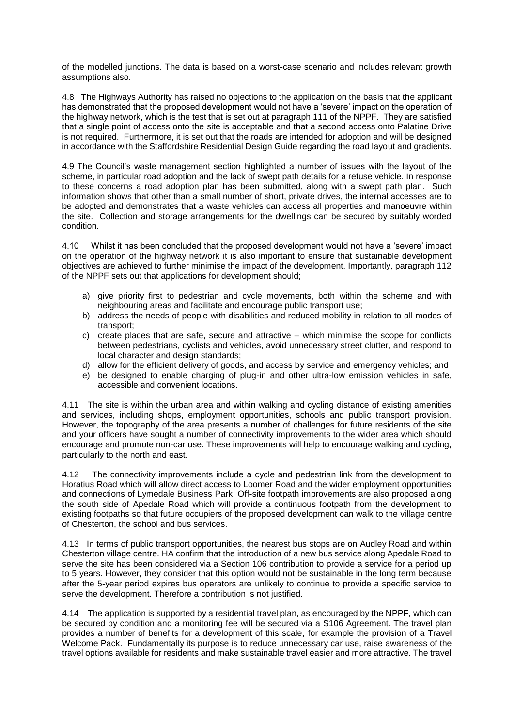of the modelled junctions. The data is based on a worst-case scenario and includes relevant growth assumptions also.

4.8 The Highways Authority has raised no objections to the application on the basis that the applicant has demonstrated that the proposed development would not have a 'severe' impact on the operation of the highway network, which is the test that is set out at paragraph 111 of the NPPF. They are satisfied that a single point of access onto the site is acceptable and that a second access onto Palatine Drive is not required. Furthermore, it is set out that the roads are intended for adoption and will be designed in accordance with the Staffordshire Residential Design Guide regarding the road layout and gradients.

4.9 The Council's waste management section highlighted a number of issues with the layout of the scheme, in particular road adoption and the lack of swept path details for a refuse vehicle. In response to these concerns a road adoption plan has been submitted, along with a swept path plan. Such information shows that other than a small number of short, private drives, the internal accesses are to be adopted and demonstrates that a waste vehicles can access all properties and manoeuvre within the site. Collection and storage arrangements for the dwellings can be secured by suitably worded condition.

4.10 Whilst it has been concluded that the proposed development would not have a 'severe' impact on the operation of the highway network it is also important to ensure that sustainable development objectives are achieved to further minimise the impact of the development. Importantly, paragraph 112 of the NPPF sets out that applications for development should;

a) give priority first to pedestrian and cycle movements, both within the scheme and with neighbouring areas and facilitate and encourage public transport use;
b) address the needs of people with disabilities and reduced mobility in relation to all modes of transport;
c) create places that are safe, secure and attractive – which minimise the scope for conflicts between pedestrians, cyclists and vehicles, avoid unnecessary street clutter, and respond to local character and design standards;
d) allow for the efficient delivery of goods, and access by service and emergency vehicles; and
e) be designed to enable charging of plug-in and other ultra-low emission vehicles in safe, accessible and convenient locations.

4.11 The site is within the urban area and within walking and cycling distance of existing amenities and services, including shops, employment opportunities, schools and public transport provision. However, the topography of the area presents a number of challenges for future residents of the site and your officers have sought a number of connectivity improvements to the wider area which should encourage and promote non-car use. These improvements will help to encourage walking and cycling, particularly to the north and east.

4.12 The connectivity improvements include a cycle and pedestrian link from the development to Horatius Road which will allow direct access to Loomer Road and the wider employment opportunities and connections of Lymedale Business Park. Off-site footpath improvements are also proposed along the south side of Apedale Road which will provide a continuous footpath from the development to existing footpaths so that future occupiers of the proposed development can walk to the village centre of Chesterton, the school and bus services.

4.13 In terms of public transport opportunities, the nearest bus stops are on Audley Road and within Chesterton village centre. HA confirm that the introduction of a new bus service along Apedale Road to serve the site has been considered via a Section 106 contribution to provide a service for a period up to 5 years. However, they consider that this option would not be sustainable in the long term because after the 5-year period expires bus operators are unlikely to continue to provide a specific service to serve the development. Therefore a contribution is not justified.

4.14 The application is supported by a residential travel plan, as encouraged by the NPPF, which can be secured by condition and a monitoring fee will be secured via a S106 Agreement. The travel plan provides a number of benefits for a development of this scale, for example the provision of a Travel Welcome Pack. Fundamentally its purpose is to reduce unnecessary car use, raise awareness of the travel options available for residents and make sustainable travel easier and more attractive. The travel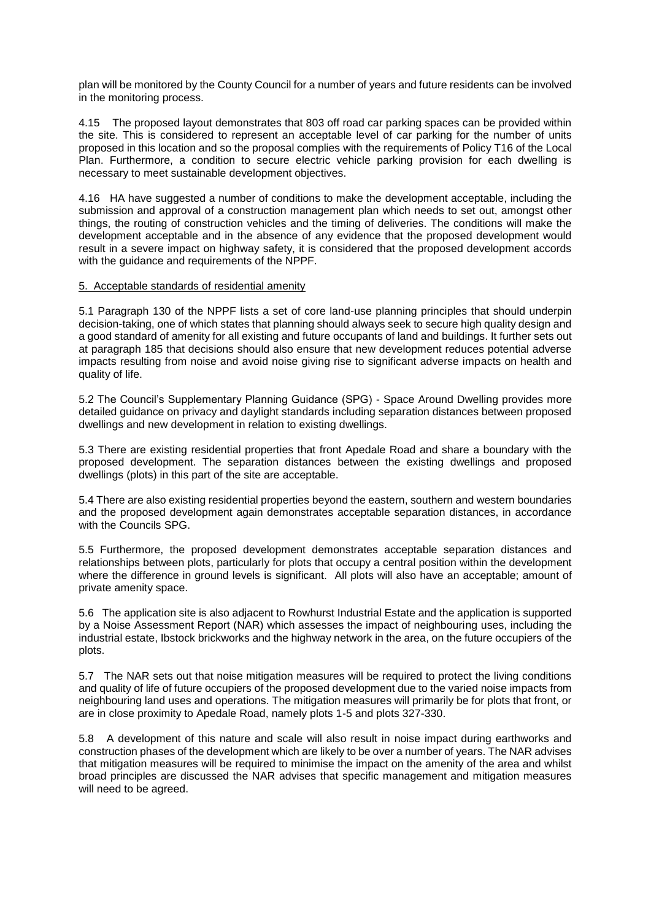plan will be monitored by the County Council for a number of years and future residents can be involved in the monitoring process.

4.15 The proposed layout demonstrates that 803 off road car parking spaces can be provided within the site. This is considered to represent an acceptable level of car parking for the number of units proposed in this location and so the proposal complies with the requirements of Policy T16 of the Local Plan. Furthermore, a condition to secure electric vehicle parking provision for each dwelling is necessary to meet sustainable development objectives.

4.16 HA have suggested a number of conditions to make the development acceptable, including the submission and approval of a construction management plan which needs to set out, amongst other things, the routing of construction vehicles and the timing of deliveries. The conditions will make the development acceptable and in the absence of any evidence that the proposed development would result in a severe impact on highway safety, it is considered that the proposed development accords with the guidance and requirements of the NPPF.

5. Acceptable standards of residential amenity

5.1 Paragraph 130 of the NPPF lists a set of core land-use planning principles that should underpin decision-taking, one of which states that planning should always seek to secure high quality design and a good standard of amenity for all existing and future occupants of land and buildings. It further sets out at paragraph 185 that decisions should also ensure that new development reduces potential adverse impacts resulting from noise and avoid noise giving rise to significant adverse impacts on health and quality of life.

5.2 The Council's Supplementary Planning Guidance (SPG) - Space Around Dwelling provides more detailed guidance on privacy and daylight standards including separation distances between proposed dwellings and new development in relation to existing dwellings.

5.3 There are existing residential properties that front Apedale Road and share a boundary with the proposed development. The separation distances between the existing dwellings and proposed dwellings (plots) in this part of the site are acceptable.

5.4 There are also existing residential properties beyond the eastern, southern and western boundaries and the proposed development again demonstrates acceptable separation distances, in accordance with the Councils SPG.

5.5 Furthermore, the proposed development demonstrates acceptable separation distances and relationships between plots, particularly for plots that occupy a central position within the development where the difference in ground levels is significant. All plots will also have an acceptable; amount of private amenity space.

5.6 The application site is also adjacent to Rowhurst Industrial Estate and the application is supported by a Noise Assessment Report (NAR) which assesses the impact of neighbouring uses, including the industrial estate, Ibstock brickworks and the highway network in the area, on the future occupiers of the plots.

5.7 The NAR sets out that noise mitigation measures will be required to protect the living conditions and quality of life of future occupiers of the proposed development due to the varied noise impacts from neighbouring land uses and operations. The mitigation measures will primarily be for plots that front, or are in close proximity to Apedale Road, namely plots 1-5 and plots 327-330.

5.8 A development of this nature and scale will also result in noise impact during earthworks and construction phases of the development which are likely to be over a number of years. The NAR advises that mitigation measures will be required to minimise the impact on the amenity of the area and whilst broad principles are discussed the NAR advises that specific management and mitigation measures will need to be agreed.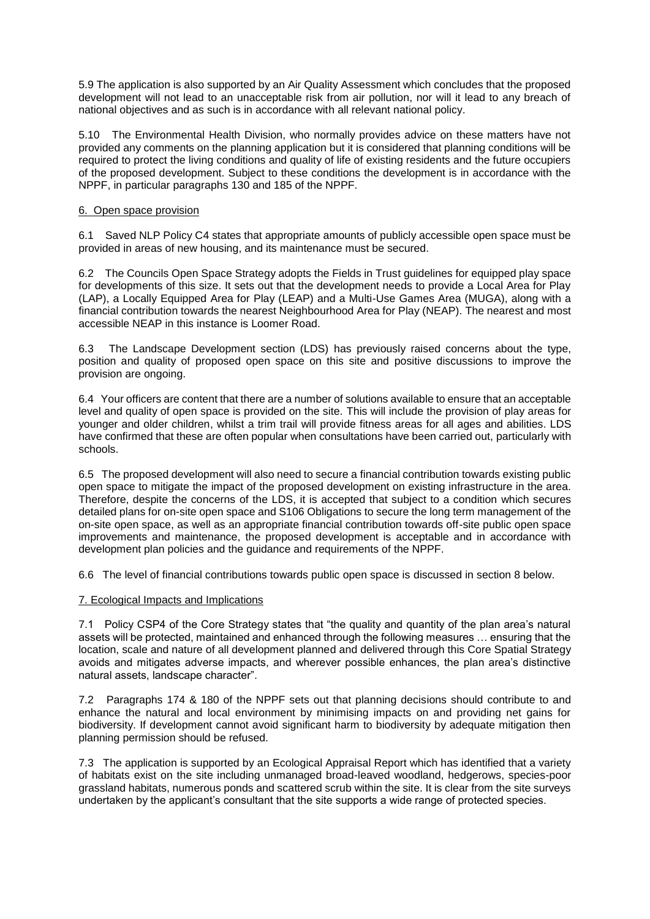5.9 The application is also supported by an Air Quality Assessment which concludes that the proposed development will not lead to an unacceptable risk from air pollution, nor will it lead to any breach of national objectives and as such is in accordance with all relevant national policy.

5.10 The Environmental Health Division, who normally provides advice on these matters have not provided any comments on the planning application but it is considered that planning conditions will be required to protect the living conditions and quality of life of existing residents and the future occupiers of the proposed development. Subject to these conditions the development is in accordance with the NPPF, in particular paragraphs 130 and 185 of the NPPF.

## 6. Open space provision

6.1 Saved NLP Policy C4 states that appropriate amounts of publicly accessible open space must be provided in areas of new housing, and its maintenance must be secured.

6.2 The Councils Open Space Strategy adopts the Fields in Trust guidelines for equipped play space for developments of this size. It sets out that the development needs to provide a Local Area for Play (LAP), a Locally Equipped Area for Play (LEAP) and a Multi-Use Games Area (MUGA), along with a financial contribution towards the nearest Neighbourhood Area for Play (NEAP). The nearest and most accessible NEAP in this instance is Loomer Road.

6.3 The Landscape Development section (LDS) has previously raised concerns about the type, position and quality of proposed open space on this site and positive discussions to improve the provision are ongoing.

6.4 Your officers are content that there are a number of solutions available to ensure that an acceptable level and quality of open space is provided on the site. This will include the provision of play areas for younger and older children, whilst a trim trail will provide fitness areas for all ages and abilities. LDS have confirmed that these are often popular when consultations have been carried out, particularly with schools.

6.5 The proposed development will also need to secure a financial contribution towards existing public open space to mitigate the impact of the proposed development on existing infrastructure in the area. Therefore, despite the concerns of the LDS, it is accepted that subject to a condition which secures detailed plans for on-site open space and S106 Obligations to secure the long term management of the on-site open space, as well as an appropriate financial contribution towards off-site public open space improvements and maintenance, the proposed development is acceptable and in accordance with development plan policies and the guidance and requirements of the NPPF.

6.6 The level of financial contributions towards public open space is discussed in section 8 below.

## 7. Ecological Impacts and Implications

7.1 Policy CSP4 of the Core Strategy states that "the quality and quantity of the plan area's natural assets will be protected, maintained and enhanced through the following measures … ensuring that the location, scale and nature of all development planned and delivered through this Core Spatial Strategy avoids and mitigates adverse impacts, and wherever possible enhances, the plan area's distinctive natural assets, landscape character".

7.2 Paragraphs 174 & 180 of the NPPF sets out that planning decisions should contribute to and enhance the natural and local environment by minimising impacts on and providing net gains for biodiversity. If development cannot avoid significant harm to biodiversity by adequate mitigation then planning permission should be refused.

7.3 The application is supported by an Ecological Appraisal Report which has identified that a variety of habitats exist on the site including unmanaged broad-leaved woodland, hedgerows, species-poor grassland habitats, numerous ponds and scattered scrub within the site. It is clear from the site surveys undertaken by the applicant's consultant that the site supports a wide range of protected species.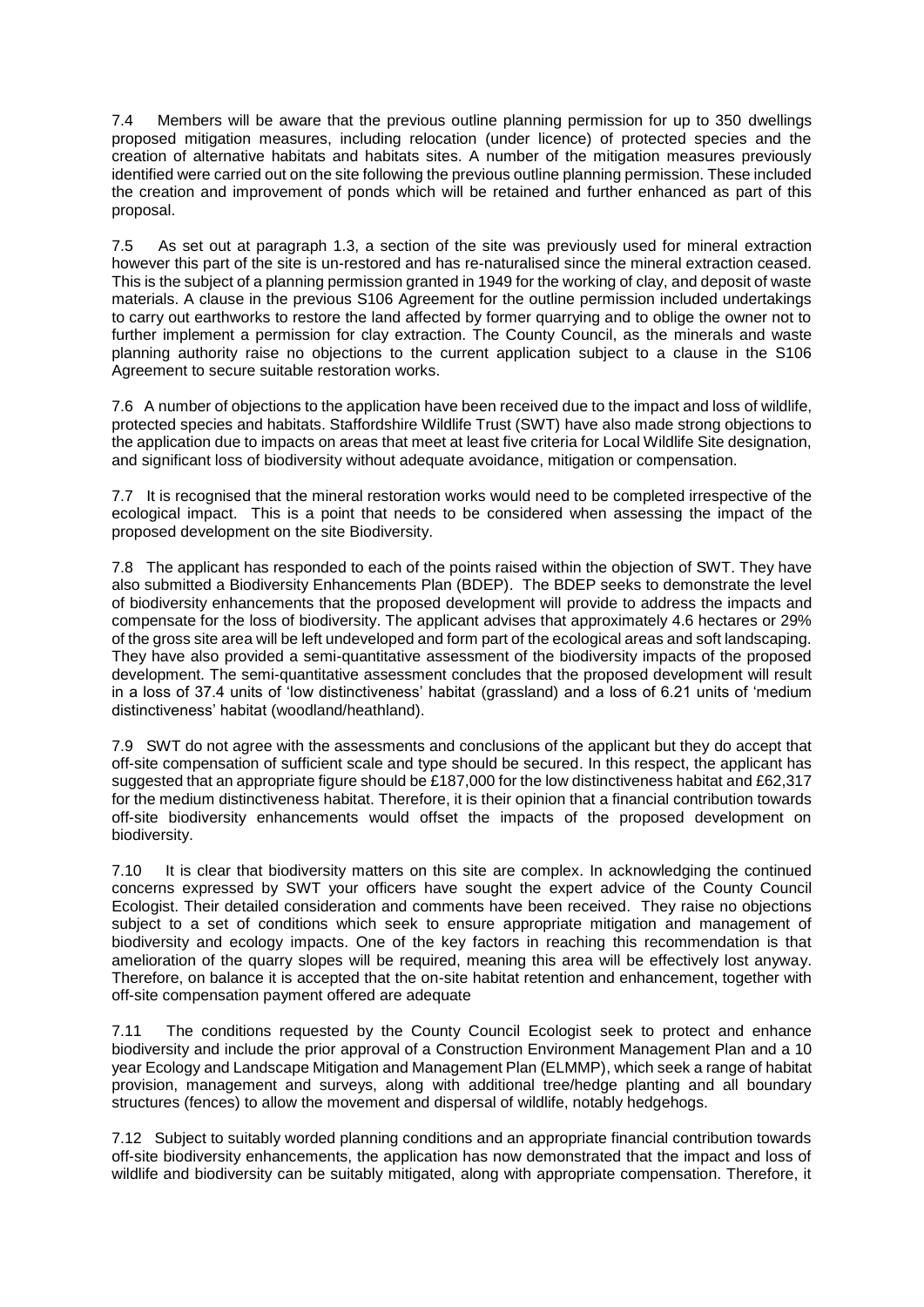7.4 Members will be aware that the previous outline planning permission for up to 350 dwellings proposed mitigation measures, including relocation (under licence) of protected species and the creation of alternative habitats and habitats sites. A number of the mitigation measures previously identified were carried out on the site following the previous outline planning permission. These included the creation and improvement of ponds which will be retained and further enhanced as part of this proposal.

7.5 As set out at paragraph 1.3, a section of the site was previously used for mineral extraction however this part of the site is un-restored and has re-naturalised since the mineral extraction ceased. This is the subject of a planning permission granted in 1949 for the working of clay, and deposit of waste materials. A clause in the previous S106 Agreement for the outline permission included undertakings to carry out earthworks to restore the land affected by former quarrying and to oblige the owner not to further implement a permission for clay extraction. The County Council, as the minerals and waste planning authority raise no objections to the current application subject to a clause in the S106 Agreement to secure suitable restoration works.

7.6 A number of objections to the application have been received due to the impact and loss of wildlife, protected species and habitats. Staffordshire Wildlife Trust (SWT) have also made strong objections to the application due to impacts on areas that meet at least five criteria for Local Wildlife Site designation, and significant loss of biodiversity without adequate avoidance, mitigation or compensation.

7.7 It is recognised that the mineral restoration works would need to be completed irrespective of the ecological impact. This is a point that needs to be considered when assessing the impact of the proposed development on the site Biodiversity.

7.8 The applicant has responded to each of the points raised within the objection of SWT. They have also submitted a Biodiversity Enhancements Plan (BDEP). The BDEP seeks to demonstrate the level of biodiversity enhancements that the proposed development will provide to address the impacts and compensate for the loss of biodiversity. The applicant advises that approximately 4.6 hectares or 29% of the gross site area will be left undeveloped and form part of the ecological areas and soft landscaping. They have also provided a semi-quantitative assessment of the biodiversity impacts of the proposed development. The semi-quantitative assessment concludes that the proposed development will result in a loss of 37.4 units of 'low distinctiveness' habitat (grassland) and a loss of 6.21 units of 'medium distinctiveness' habitat (woodland/heathland).

7.9 SWT do not agree with the assessments and conclusions of the applicant but they do accept that off-site compensation of sufficient scale and type should be secured. In this respect, the applicant has suggested that an appropriate figure should be £187,000 for the low distinctiveness habitat and £62,317 for the medium distinctiveness habitat. Therefore, it is their opinion that a financial contribution towards off-site biodiversity enhancements would offset the impacts of the proposed development on biodiversity.

7.10 It is clear that biodiversity matters on this site are complex. In acknowledging the continued concerns expressed by SWT your officers have sought the expert advice of the County Council Ecologist. Their detailed consideration and comments have been received. They raise no objections subject to a set of conditions which seek to ensure appropriate mitigation and management of biodiversity and ecology impacts. One of the key factors in reaching this recommendation is that amelioration of the quarry slopes will be required, meaning this area will be effectively lost anyway. Therefore, on balance it is accepted that the on-site habitat retention and enhancement, together with off-site compensation payment offered are adequate

7.11 The conditions requested by the County Council Ecologist seek to protect and enhance biodiversity and include the prior approval of a Construction Environment Management Plan and a 10 year Ecology and Landscape Mitigation and Management Plan (ELMMP), which seek a range of habitat provision, management and surveys, along with additional tree/hedge planting and all boundary structures (fences) to allow the movement and dispersal of wildlife, notably hedgehogs.

7.12 Subject to suitably worded planning conditions and an appropriate financial contribution towards off-site biodiversity enhancements, the application has now demonstrated that the impact and loss of wildlife and biodiversity can be suitably mitigated, along with appropriate compensation. Therefore, it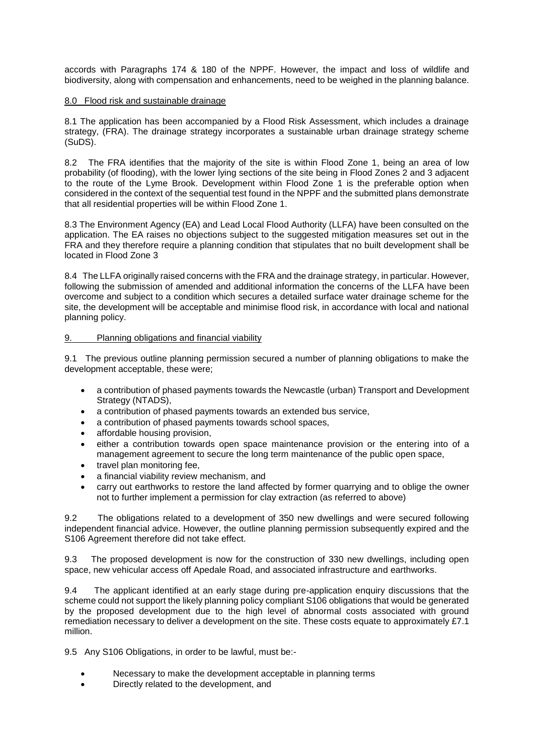accords with Paragraphs 174 & 180 of the NPPF. However, the impact and loss of wildlife and biodiversity, along with compensation and enhancements, need to be weighed in the planning balance.

## 8.0 Flood risk and sustainable drainage

8.1 The application has been accompanied by a Flood Risk Assessment, which includes a drainage strategy, (FRA). The drainage strategy incorporates a sustainable urban drainage strategy scheme (SuDS).

8.2 The FRA identifies that the majority of the site is within Flood Zone 1, being an area of low probability (of flooding), with the lower lying sections of the site being in Flood Zones 2 and 3 adjacent to the route of the Lyme Brook. Development within Flood Zone 1 is the preferable option when considered in the context of the sequential test found in the NPPF and the submitted plans demonstrate that all residential properties will be within Flood Zone 1.

8.3 The Environment Agency (EA) and Lead Local Flood Authority (LLFA) have been consulted on the application. The EA raises no objections subject to the suggested mitigation measures set out in the FRA and they therefore require a planning condition that stipulates that no built development shall be located in Flood Zone 3

8.4 The LLFA originally raised concerns with the FRA and the drainage strategy, in particular. However, following the submission of amended and additional information the concerns of the LLFA have been overcome and subject to a condition which secures a detailed surface water drainage scheme for the site, the development will be acceptable and minimise flood risk, in accordance with local and national planning policy.

## 9. Planning obligations and financial viability

9.1 The previous outline planning permission secured a number of planning obligations to make the development acceptable, these were;

- a contribution of phased payments towards the Newcastle (urban) Transport and Development Strategy (NTADS),
- a contribution of phased payments towards an extended bus service,
- a contribution of phased payments towards school spaces,
- affordable housing provision,
- either a contribution towards open space maintenance provision or the entering into of a management agreement to secure the long term maintenance of the public open space,
- travel plan monitoring fee,
- a financial viability review mechanism, and
- carry out earthworks to restore the land affected by former quarrying and to oblige the owner not to further implement a permission for clay extraction (as referred to above)

9.2 The obligations related to a development of 350 new dwellings and were secured following independent financial advice. However, the outline planning permission subsequently expired and the S106 Agreement therefore did not take effect.

9.3 The proposed development is now for the construction of 330 new dwellings, including open space, new vehicular access off Apedale Road, and associated infrastructure and earthworks.

9.4 The applicant identified at an early stage during pre-application enquiry discussions that the scheme could not support the likely planning policy compliant S106 obligations that would be generated by the proposed development due to the high level of abnormal costs associated with ground remediation necessary to deliver a development on the site. These costs equate to approximately £7.1 million.

9.5 Any S106 Obligations, in order to be lawful, must be:-

- Necessary to make the development acceptable in planning terms
- Directly related to the development, and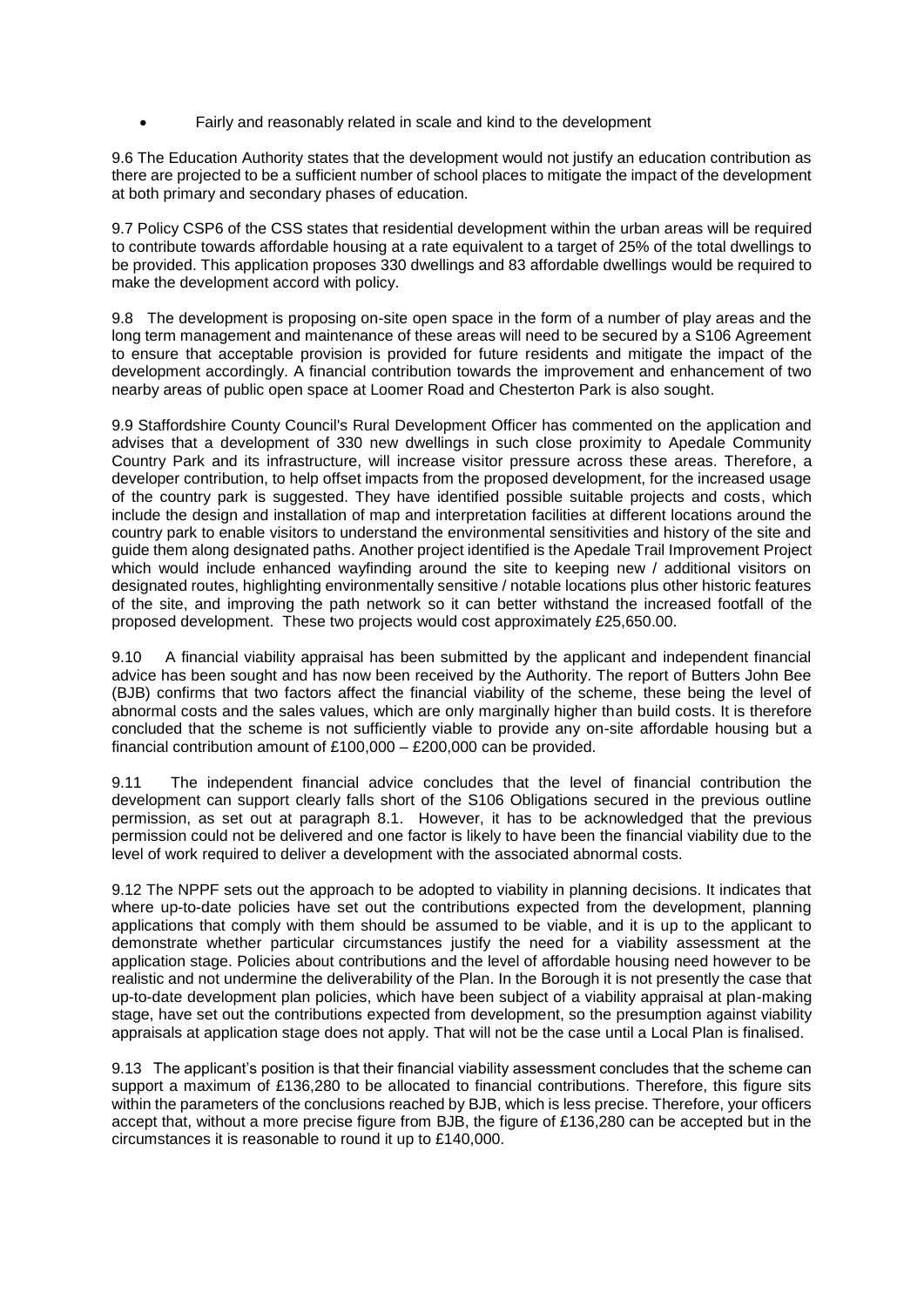- Fairly and reasonably related in scale and kind to the development

9.6 The Education Authority states that the development would not justify an education contribution as there are projected to be a sufficient number of school places to mitigate the impact of the development at both primary and secondary phases of education.

9.7 Policy CSP6 of the CSS states that residential development within the urban areas will be required to contribute towards affordable housing at a rate equivalent to a target of 25% of the total dwellings to be provided. This application proposes 330 dwellings and 83 affordable dwellings would be required to make the development accord with policy.

9.8 The development is proposing on-site open space in the form of a number of play areas and the long term management and maintenance of these areas will need to be secured by a S106 Agreement to ensure that acceptable provision is provided for future residents and mitigate the impact of the development accordingly. A financial contribution towards the improvement and enhancement of two nearby areas of public open space at Loomer Road and Chesterton Park is also sought.

9.9 Staffordshire County Council's Rural Development Officer has commented on the application and advises that a development of 330 new dwellings in such close proximity to Apedale Community Country Park and its infrastructure, will increase visitor pressure across these areas. Therefore, a developer contribution, to help offset impacts from the proposed development, for the increased usage of the country park is suggested. They have identified possible suitable projects and costs, which include the design and installation of map and interpretation facilities at different locations around the country park to enable visitors to understand the environmental sensitivities and history of the site and guide them along designated paths. Another project identified is the Apedale Trail Improvement Project which would include enhanced wayfinding around the site to keeping new / additional visitors on designated routes, highlighting environmentally sensitive / notable locations plus other historic features of the site, and improving the path network so it can better withstand the increased footfall of the proposed development. These two projects would cost approximately £25,650.00.

9.10 A financial viability appraisal has been submitted by the applicant and independent financial advice has been sought and has now been received by the Authority. The report of Butters John Bee (BJB) confirms that two factors affect the financial viability of the scheme, these being the level of abnormal costs and the sales values, which are only marginally higher than build costs. It is therefore concluded that the scheme is not sufficiently viable to provide any on-site affordable housing but a financial contribution amount of £100,000 – £200,000 can be provided.

9.11 The independent financial advice concludes that the level of financial contribution the development can support clearly falls short of the S106 Obligations secured in the previous outline permission, as set out at paragraph 8.1. However, it has to be acknowledged that the previous permission could not be delivered and one factor is likely to have been the financial viability due to the level of work required to deliver a development with the associated abnormal costs.

9.12 The NPPF sets out the approach to be adopted to viability in planning decisions. It indicates that where up-to-date policies have set out the contributions expected from the development, planning applications that comply with them should be assumed to be viable, and it is up to the applicant to demonstrate whether particular circumstances justify the need for a viability assessment at the application stage. Policies about contributions and the level of affordable housing need however to be realistic and not undermine the deliverability of the Plan. In the Borough it is not presently the case that up-to-date development plan policies, which have been subject of a viability appraisal at plan-making stage, have set out the contributions expected from development, so the presumption against viability appraisals at application stage does not apply. That will not be the case until a Local Plan is finalised.

9.13 The applicant's position is that their financial viability assessment concludes that the scheme can support a maximum of £136,280 to be allocated to financial contributions. Therefore, this figure sits within the parameters of the conclusions reached by BJB, which is less precise. Therefore, your officers accept that, without a more precise figure from BJB, the figure of £136,280 can be accepted but in the circumstances it is reasonable to round it up to £140,000.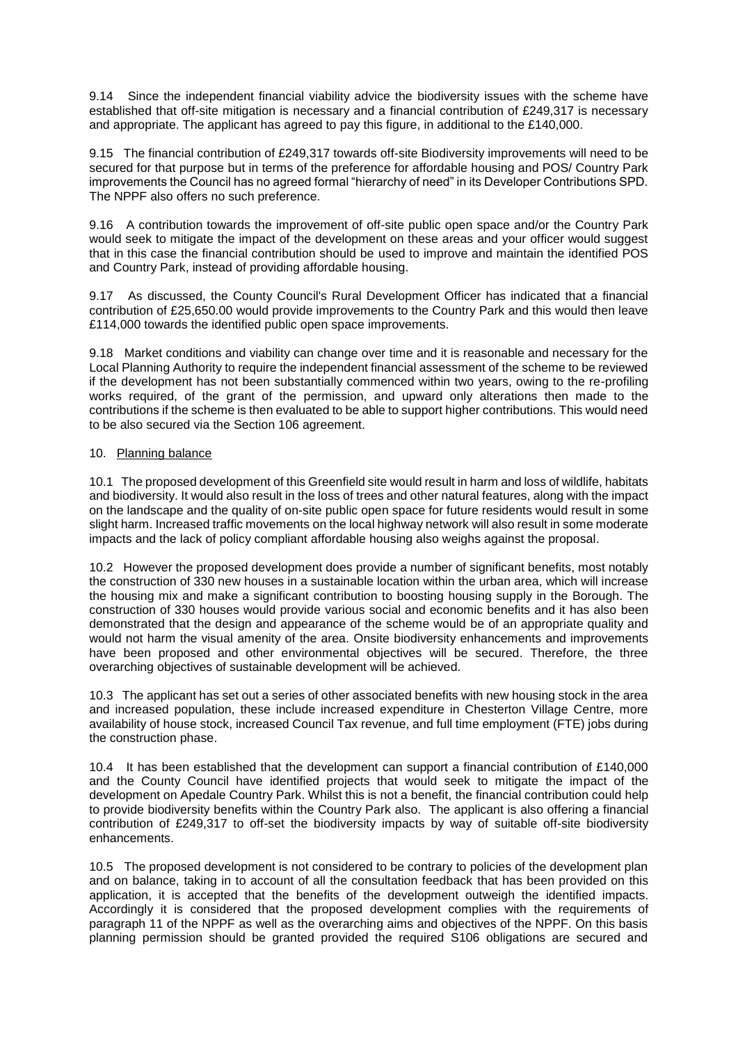9.14 Since the independent financial viability advice the biodiversity issues with the scheme have established that off-site mitigation is necessary and a financial contribution of £249,317 is necessary and appropriate. The applicant has agreed to pay this figure, in additional to the £140,000.

9.15 The financial contribution of £249,317 towards off-site Biodiversity improvements will need to be secured for that purpose but in terms of the preference for affordable housing and POS/ Country Park improvements the Council has no agreed formal "hierarchy of need" in its Developer Contributions SPD. The NPPF also offers no such preference.

9.16 A contribution towards the improvement of off-site public open space and/or the Country Park would seek to mitigate the impact of the development on these areas and your officer would suggest that in this case the financial contribution should be used to improve and maintain the identified POS and Country Park, instead of providing affordable housing.

9.17 As discussed, the County Council's Rural Development Officer has indicated that a financial contribution of £25,650.00 would provide improvements to the Country Park and this would then leave £114,000 towards the identified public open space improvements.

9.18 Market conditions and viability can change over time and it is reasonable and necessary for the Local Planning Authority to require the independent financial assessment of the scheme to be reviewed if the development has not been substantially commenced within two years, owing to the re-profiling works required, of the grant of the permission, and upward only alterations then made to the contributions if the scheme is then evaluated to be able to support higher contributions. This would need to be also secured via the Section 106 agreement.

10. Planning balance

10.1 The proposed development of this Greenfield site would result in harm and loss of wildlife, habitats and biodiversity. It would also result in the loss of trees and other natural features, along with the impact on the landscape and the quality of on-site public open space for future residents would result in some slight harm. Increased traffic movements on the local highway network will also result in some moderate impacts and the lack of policy compliant affordable housing also weighs against the proposal.

10.2 However the proposed development does provide a number of significant benefits, most notably the construction of 330 new houses in a sustainable location within the urban area, which will increase the housing mix and make a significant contribution to boosting housing supply in the Borough. The construction of 330 houses would provide various social and economic benefits and it has also been demonstrated that the design and appearance of the scheme would be of an appropriate quality and would not harm the visual amenity of the area. Onsite biodiversity enhancements and improvements have been proposed and other environmental objectives will be secured. Therefore, the three overarching objectives of sustainable development will be achieved.

10.3 The applicant has set out a series of other associated benefits with new housing stock in the area and increased population, these include increased expenditure in Chesterton Village Centre, more availability of house stock, increased Council Tax revenue, and full time employment (FTE) jobs during the construction phase.

10.4 It has been established that the development can support a financial contribution of £140,000 and the County Council have identified projects that would seek to mitigate the impact of the development on Apedale Country Park. Whilst this is not a benefit, the financial contribution could help to provide biodiversity benefits within the Country Park also. The applicant is also offering a financial contribution of £249,317 to off-set the biodiversity impacts by way of suitable off-site biodiversity enhancements.

10.5 The proposed development is not considered to be contrary to policies of the development plan and on balance, taking in to account of all the consultation feedback that has been provided on this application, it is accepted that the benefits of the development outweigh the identified impacts. Accordingly it is considered that the proposed development complies with the requirements of paragraph 11 of the NPPF as well as the overarching aims and objectives of the NPPF. On this basis planning permission should be granted provided the required S106 obligations are secured and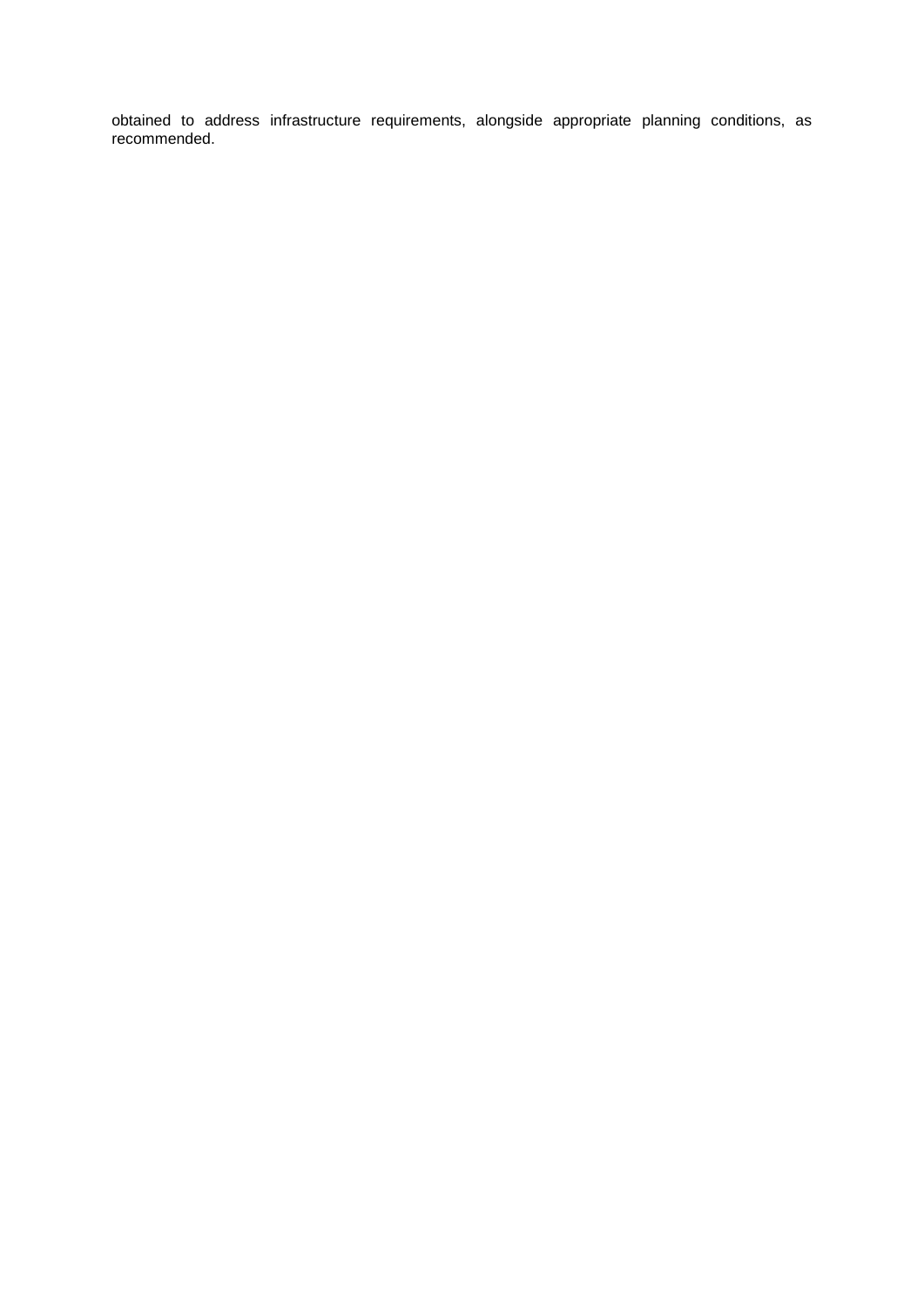obtained to address infrastructure requirements, alongside appropriate planning conditions, as recommended.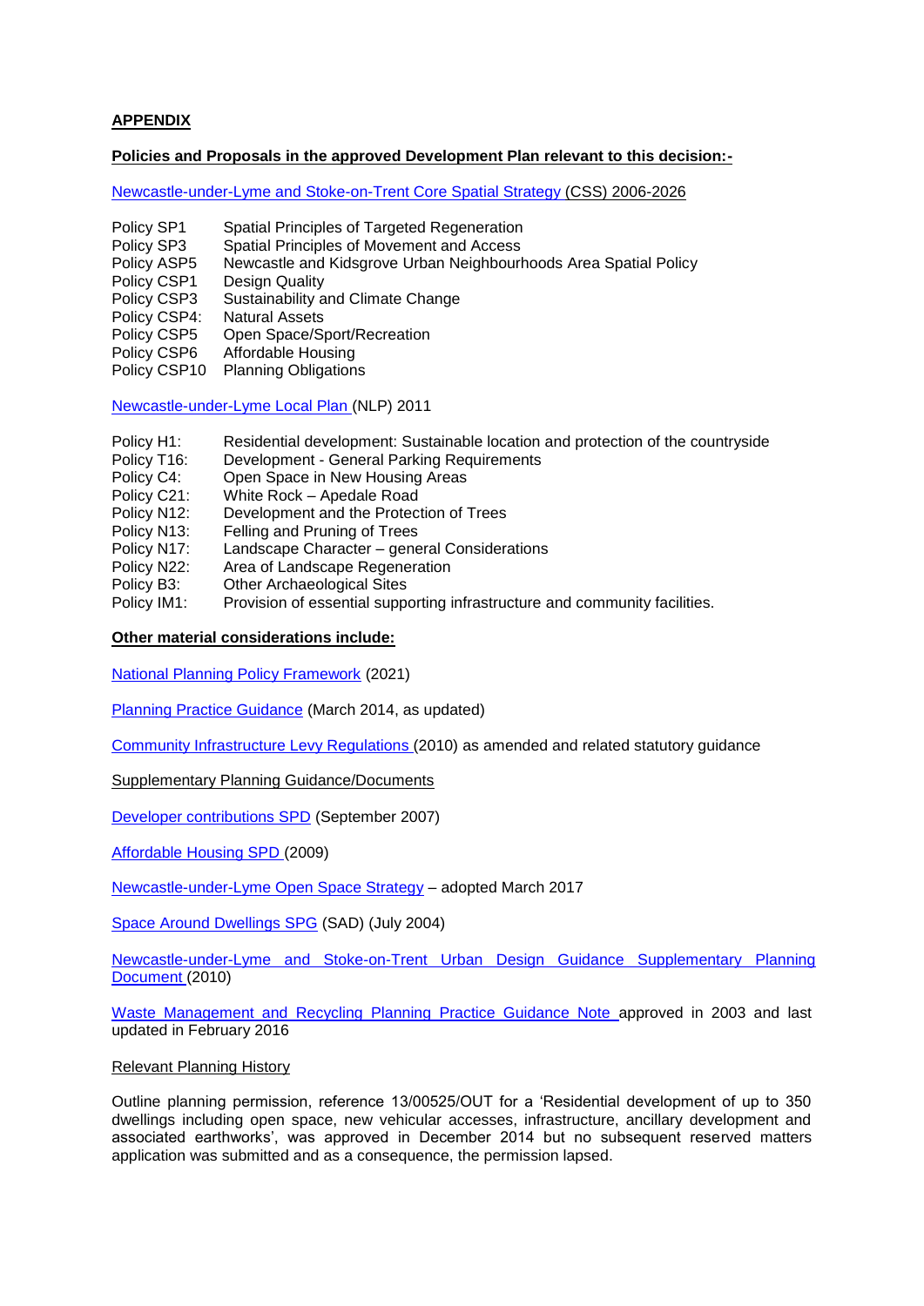**APPENDIX**

**Policies and Proposals in the approved Development Plan relevant to this decision:-**

Newcastle-under-Lyme and Stoke-on-Trent Core Spatial Strategy (CSS) 2006-2026

| | |
|---|---|
| Policy SP1 | Spatial Principles of Targeted Regeneration |
| Policy SP3 | Spatial Principles of Movement and Access |
| Policy ASP5 | Newcastle and Kidsgrove Urban Neighbourhoods Area Spatial Policy |
| Policy CSP1 | Design Quality |
| Policy CSP3 | Sustainability and Climate Change |
| Policy CSP4: | Natural Assets |
| Policy CSP5 | Open Space/Sport/Recreation |
| Policy CSP6 | Affordable Housing |
| Policy CSP10 | Planning Obligations |

Newcastle-under-Lyme Local Plan (NLP) 2011

| | |
|---|---|
| Policy H1: | Residential development: Sustainable location and protection of the countryside |
| Policy T16: | Development - General Parking Requirements |
| Policy C4: | Open Space in New Housing Areas |
| Policy C21: | White Rock – Apedale Road |
| Policy N12: | Development and the Protection of Trees |
| Policy N13: | Felling and Pruning of Trees |
| Policy N17: | Landscape Character – general Considerations |
| Policy N22: | Area of Landscape Regeneration |
| Policy B3: | Other Archaeological Sites |
| Policy IM1: | Provision of essential supporting infrastructure and community facilities. |

**Other material considerations include:**

National Planning Policy Framework (2021)

Planning Practice Guidance (March 2014, as updated)

Community Infrastructure Levy Regulations (2010) as amended and related statutory guidance

Supplementary Planning Guidance/Documents

Developer contributions SPD (September 2007)

Affordable Housing SPD (2009)

Newcastle-under-Lyme Open Space Strategy – adopted March 2017

Space Around Dwellings SPG (SAD) (July 2004)

Newcastle-under-Lyme and Stoke-on-Trent Urban Design Guidance Supplementary Planning Document (2010)

Waste Management and Recycling Planning Practice Guidance Note approved in 2003 and last updated in February 2016

Relevant Planning History

Outline planning permission, reference 13/00525/OUT for a 'Residential development of up to 350 dwellings including open space, new vehicular accesses, infrastructure, ancillary development and associated earthworks', was approved in December 2014 but no subsequent reserved matters application was submitted and as a consequence, the permission lapsed.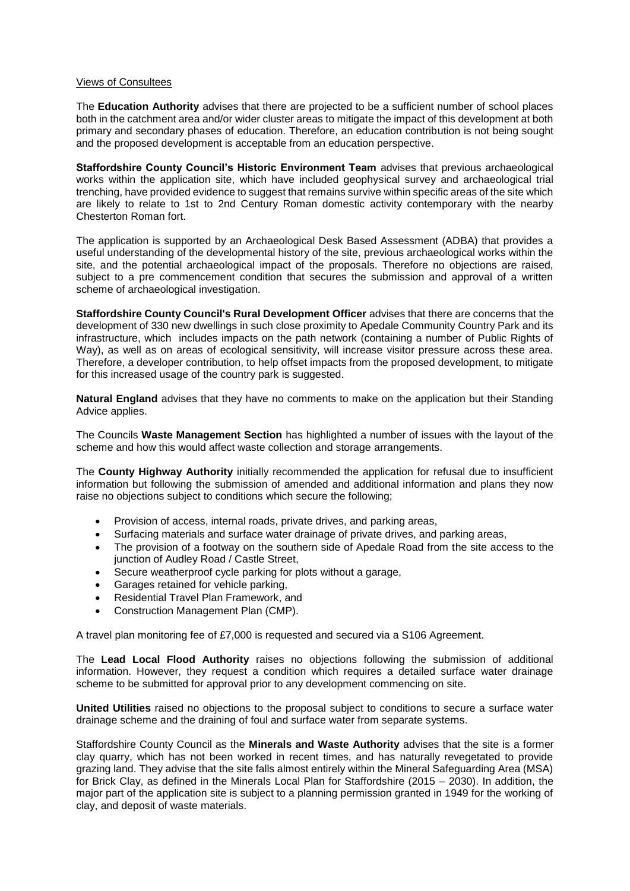Views of Consultees

The **Education Authority** advises that there are projected to be a sufficient number of school places both in the catchment area and/or wider cluster areas to mitigate the impact of this development at both primary and secondary phases of education. Therefore, an education contribution is not being sought and the proposed development is acceptable from an education perspective.

**Staffordshire County Council's Historic Environment Team** advises that previous archaeological works within the application site, which have included geophysical survey and archaeological trial trenching, have provided evidence to suggest that remains survive within specific areas of the site which are likely to relate to 1st to 2nd Century Roman domestic activity contemporary with the nearby Chesterton Roman fort.

The application is supported by an Archaeological Desk Based Assessment (ADBA) that provides a useful understanding of the developmental history of the site, previous archaeological works within the site, and the potential archaeological impact of the proposals. Therefore no objections are raised, subject to a pre commencement condition that secures the submission and approval of a written scheme of archaeological investigation.

**Staffordshire County Council's Rural Development Officer** advises that there are concerns that the development of 330 new dwellings in such close proximity to Apedale Community Country Park and its infrastructure, which includes impacts on the path network (containing a number of Public Rights of Way), as well as on areas of ecological sensitivity, will increase visitor pressure across these area. Therefore, a developer contribution, to help offset impacts from the proposed development, to mitigate for this increased usage of the country park is suggested.

**Natural England** advises that they have no comments to make on the application but their Standing Advice applies.

The Councils **Waste Management Section** has highlighted a number of issues with the layout of the scheme and how this would affect waste collection and storage arrangements.

The **County Highway Authority** initially recommended the application for refusal due to insufficient information but following the submission of amended and additional information and plans they now raise no objections subject to conditions which secure the following;

- Provision of access, internal roads, private drives, and parking areas,
- Surfacing materials and surface water drainage of private drives, and parking areas,
- The provision of a footway on the southern side of Apedale Road from the site access to the junction of Audley Road / Castle Street,
- Secure weatherproof cycle parking for plots without a garage,
- Garages retained for vehicle parking,
- Residential Travel Plan Framework, and
- Construction Management Plan (CMP).

A travel plan monitoring fee of £7,000 is requested and secured via a S106 Agreement.

The **Lead Local Flood Authority** raises no objections following the submission of additional information. However, they request a condition which requires a detailed surface water drainage scheme to be submitted for approval prior to any development commencing on site.

**United Utilities** raised no objections to the proposal subject to conditions to secure a surface water drainage scheme and the draining of foul and surface water from separate systems.

Staffordshire County Council as the **Minerals and Waste Authority** advises that the site is a former clay quarry, which has not been worked in recent times, and has naturally revegetated to provide grazing land. They advise that the site falls almost entirely within the Mineral Safeguarding Area (MSA) for Brick Clay, as defined in the Minerals Local Plan for Staffordshire (2015 – 2030). In addition, the major part of the application site is subject to a planning permission granted in 1949 for the working of clay, and deposit of waste materials.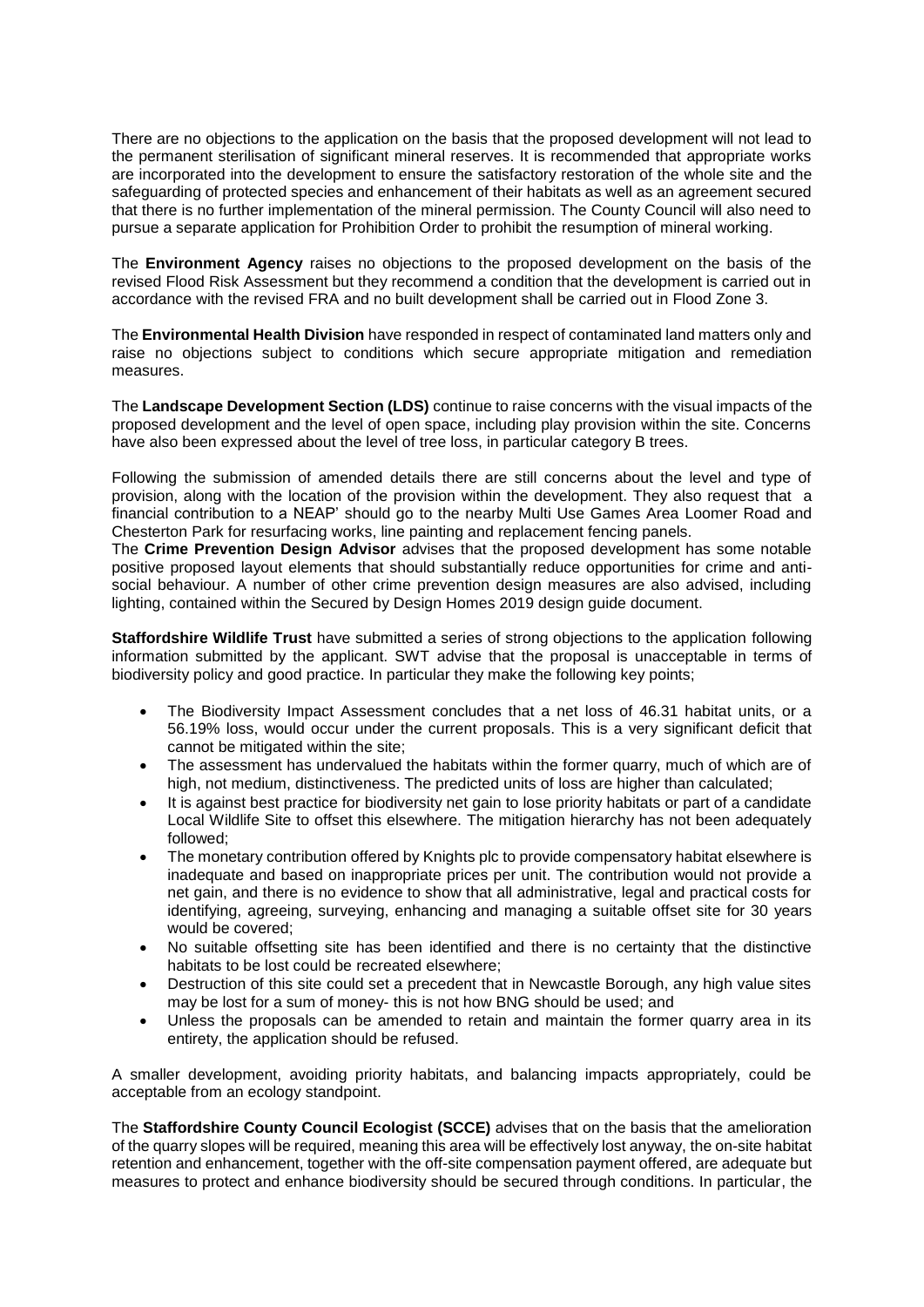There are no objections to the application on the basis that the proposed development will not lead to the permanent sterilisation of significant mineral reserves. It is recommended that appropriate works are incorporated into the development to ensure the satisfactory restoration of the whole site and the safeguarding of protected species and enhancement of their habitats as well as an agreement secured that there is no further implementation of the mineral permission. The County Council will also need to pursue a separate application for Prohibition Order to prohibit the resumption of mineral working.

The **Environment Agency** raises no objections to the proposed development on the basis of the revised Flood Risk Assessment but they recommend a condition that the development is carried out in accordance with the revised FRA and no built development shall be carried out in Flood Zone 3.

The **Environmental Health Division** have responded in respect of contaminated land matters only and raise no objections subject to conditions which secure appropriate mitigation and remediation measures.

The **Landscape Development Section (LDS)** continue to raise concerns with the visual impacts of the proposed development and the level of open space, including play provision within the site. Concerns have also been expressed about the level of tree loss, in particular category B trees.

Following the submission of amended details there are still concerns about the level and type of provision, along with the location of the provision within the development. They also request that a financial contribution to a NEAP' should go to the nearby Multi Use Games Area Loomer Road and Chesterton Park for resurfacing works, line painting and replacement fencing panels.

The **Crime Prevention Design Advisor** advises that the proposed development has some notable positive proposed layout elements that should substantially reduce opportunities for crime and anti-social behaviour. A number of other crime prevention design measures are also advised, including lighting, contained within the Secured by Design Homes 2019 design guide document.

**Staffordshire Wildlife Trust** have submitted a series of strong objections to the application following information submitted by the applicant. SWT advise that the proposal is unacceptable in terms of biodiversity policy and good practice. In particular they make the following key points;

- The Biodiversity Impact Assessment concludes that a net loss of 46.31 habitat units, or a 56.19% loss, would occur under the current proposals. This is a very significant deficit that cannot be mitigated within the site;
- The assessment has undervalued the habitats within the former quarry, much of which are of high, not medium, distinctiveness. The predicted units of loss are higher than calculated;
- It is against best practice for biodiversity net gain to lose priority habitats or part of a candidate Local Wildlife Site to offset this elsewhere. The mitigation hierarchy has not been adequately followed;
- The monetary contribution offered by Knights plc to provide compensatory habitat elsewhere is inadequate and based on inappropriate prices per unit. The contribution would not provide a net gain, and there is no evidence to show that all administrative, legal and practical costs for identifying, agreeing, surveying, enhancing and managing a suitable offset site for 30 years would be covered;
- No suitable offsetting site has been identified and there is no certainty that the distinctive habitats to be lost could be recreated elsewhere;
- Destruction of this site could set a precedent that in Newcastle Borough, any high value sites may be lost for a sum of money- this is not how BNG should be used; and
- Unless the proposals can be amended to retain and maintain the former quarry area in its entirety, the application should be refused.

A smaller development, avoiding priority habitats, and balancing impacts appropriately, could be acceptable from an ecology standpoint.

The **Staffordshire County Council Ecologist (SCCE)** advises that on the basis that the amelioration of the quarry slopes will be required, meaning this area will be effectively lost anyway, the on-site habitat retention and enhancement, together with the off-site compensation payment offered, are adequate but measures to protect and enhance biodiversity should be secured through conditions. In particular, the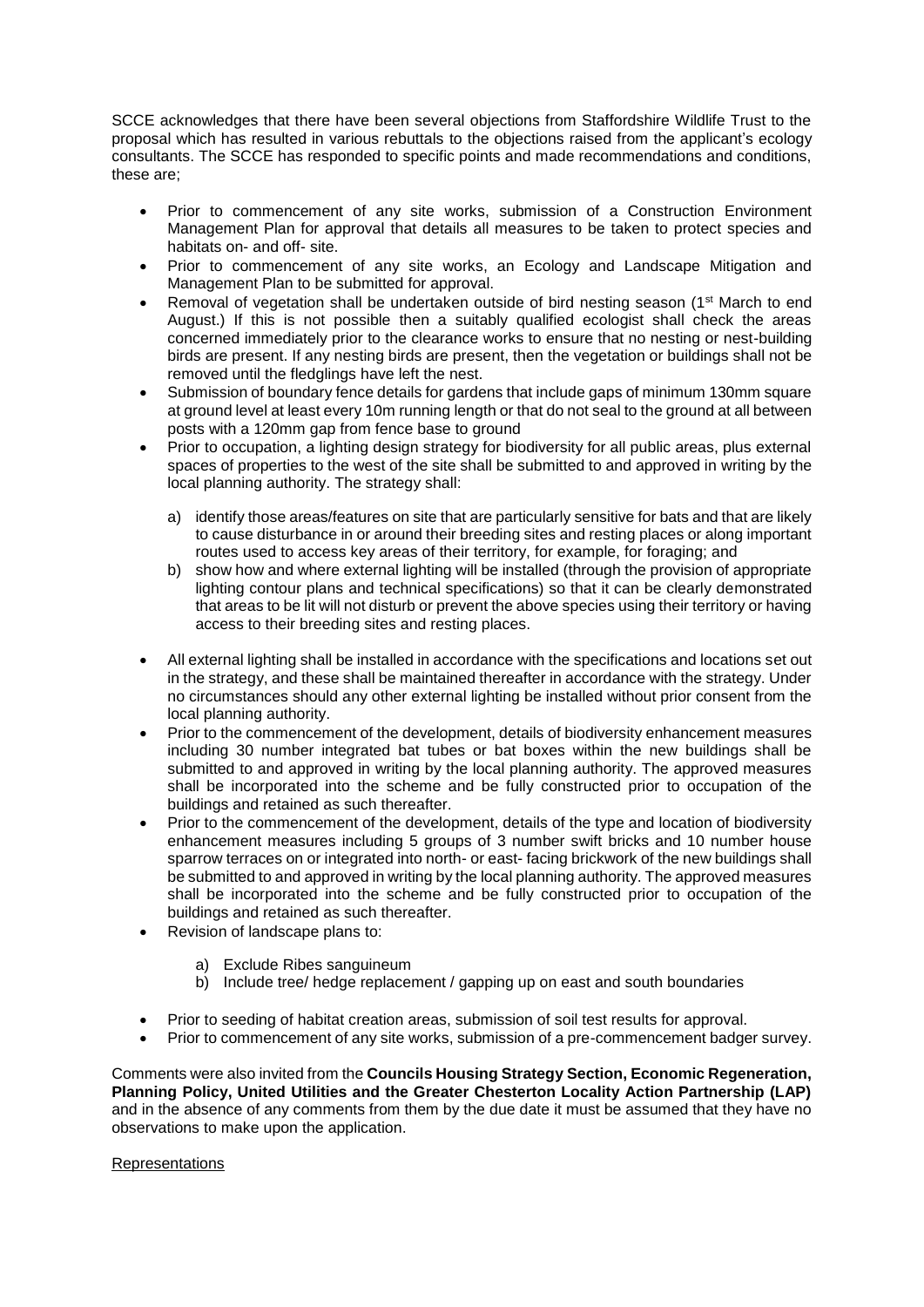SCCE acknowledges that there have been several objections from Staffordshire Wildlife Trust to the proposal which has resulted in various rebuttals to the objections raised from the applicant's ecology consultants. The SCCE has responded to specific points and made recommendations and conditions, these are;

- Prior to commencement of any site works, submission of a Construction Environment Management Plan for approval that details all measures to be taken to protect species and habitats on- and off- site.
- Prior to commencement of any site works, an Ecology and Landscape Mitigation and Management Plan to be submitted for approval.
- Removal of vegetation shall be undertaken outside of bird nesting season (1st March to end August.) If this is not possible then a suitably qualified ecologist shall check the areas concerned immediately prior to the clearance works to ensure that no nesting or nest-building birds are present. If any nesting birds are present, then the vegetation or buildings shall not be removed until the fledglings have left the nest.
- Submission of boundary fence details for gardens that include gaps of minimum 130mm square at ground level at least every 10m running length or that do not seal to the ground at all between posts with a 120mm gap from fence base to ground
- Prior to occupation, a lighting design strategy for biodiversity for all public areas, plus external spaces of properties to the west of the site shall be submitted to and approved in writing by the local planning authority. The strategy shall:

    a) identify those areas/features on site that are particularly sensitive for bats and that are likely to cause disturbance in or around their breeding sites and resting places or along important routes used to access key areas of their territory, for example, for foraging; and
    b) show how and where external lighting will be installed (through the provision of appropriate lighting contour plans and technical specifications) so that it can be clearly demonstrated that areas to be lit will not disturb or prevent the above species using their territory or having access to their breeding sites and resting places.

- All external lighting shall be installed in accordance with the specifications and locations set out in the strategy, and these shall be maintained thereafter in accordance with the strategy. Under no circumstances should any other external lighting be installed without prior consent from the local planning authority.
- Prior to the commencement of the development, details of biodiversity enhancement measures including 30 number integrated bat tubes or bat boxes within the new buildings shall be submitted to and approved in writing by the local planning authority. The approved measures shall be incorporated into the scheme and be fully constructed prior to occupation of the buildings and retained as such thereafter.
- Prior to the commencement of the development, details of the type and location of biodiversity enhancement measures including 5 groups of 3 number swift bricks and 10 number house sparrow terraces on or integrated into north- or east- facing brickwork of the new buildings shall be submitted to and approved in writing by the local planning authority. The approved measures shall be incorporated into the scheme and be fully constructed prior to occupation of the buildings and retained as such thereafter.
- Revision of landscape plans to:

    a) Exclude Ribes sanguineum
    b) Include tree/ hedge replacement / gapping up on east and south boundaries

- Prior to seeding of habitat creation areas, submission of soil test results for approval.
- Prior to commencement of any site works, submission of a pre-commencement badger survey.

Comments were also invited from the **Councils Housing Strategy Section, Economic Regeneration, Planning Policy, United Utilities and the Greater Chesterton Locality Action Partnership (LAP)** and in the absence of any comments from them by the due date it must be assumed that they have no observations to make upon the application.

Representations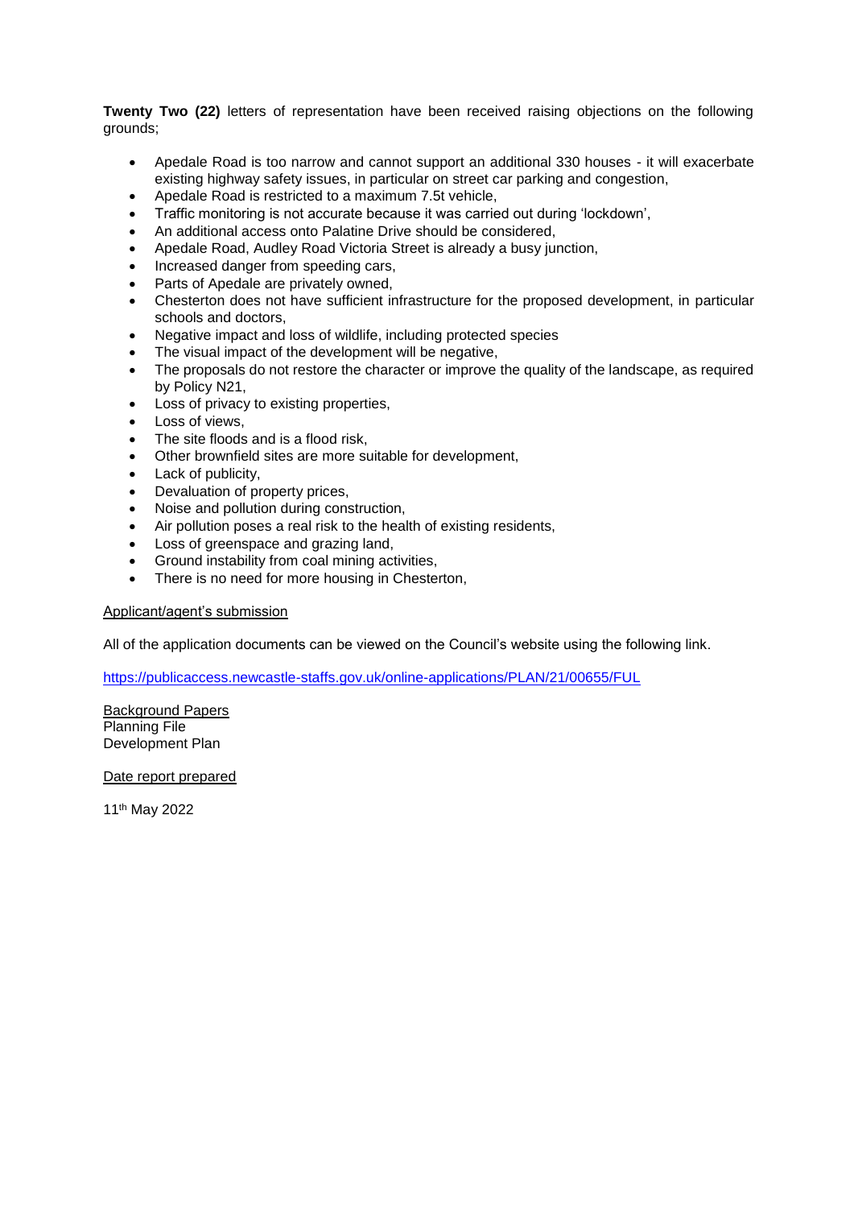**Twenty Two (22)** letters of representation have been received raising objections on the following grounds;

- Apedale Road is too narrow and cannot support an additional 330 houses - it will exacerbate existing highway safety issues, in particular on street car parking and congestion,
- Apedale Road is restricted to a maximum 7.5t vehicle,
- Traffic monitoring is not accurate because it was carried out during 'lockdown',
- An additional access onto Palatine Drive should be considered,
- Apedale Road, Audley Road Victoria Street is already a busy junction,
- Increased danger from speeding cars,
- Parts of Apedale are privately owned,
- Chesterton does not have sufficient infrastructure for the proposed development, in particular schools and doctors,
- Negative impact and loss of wildlife, including protected species
- The visual impact of the development will be negative,
- The proposals do not restore the character or improve the quality of the landscape, as required by Policy N21,
- Loss of privacy to existing properties,
- Loss of views,
- The site floods and is a flood risk,
- Other brownfield sites are more suitable for development,
- Lack of publicity,
- Devaluation of property prices,
- Noise and pollution during construction,
- Air pollution poses a real risk to the health of existing residents,
- Loss of greenspace and grazing land,
- Ground instability from coal mining activities,
- There is no need for more housing in Chesterton,

<u>Applicant/agent's submission</u>

All of the application documents can be viewed on the Council's website using the following link.

https://publicaccess.newcastle-staffs.gov.uk/online-applications/PLAN/21/00655/FUL

<u>Background Papers</u>
Planning File
Development Plan

<u>Date report prepared</u>

11th May 2022